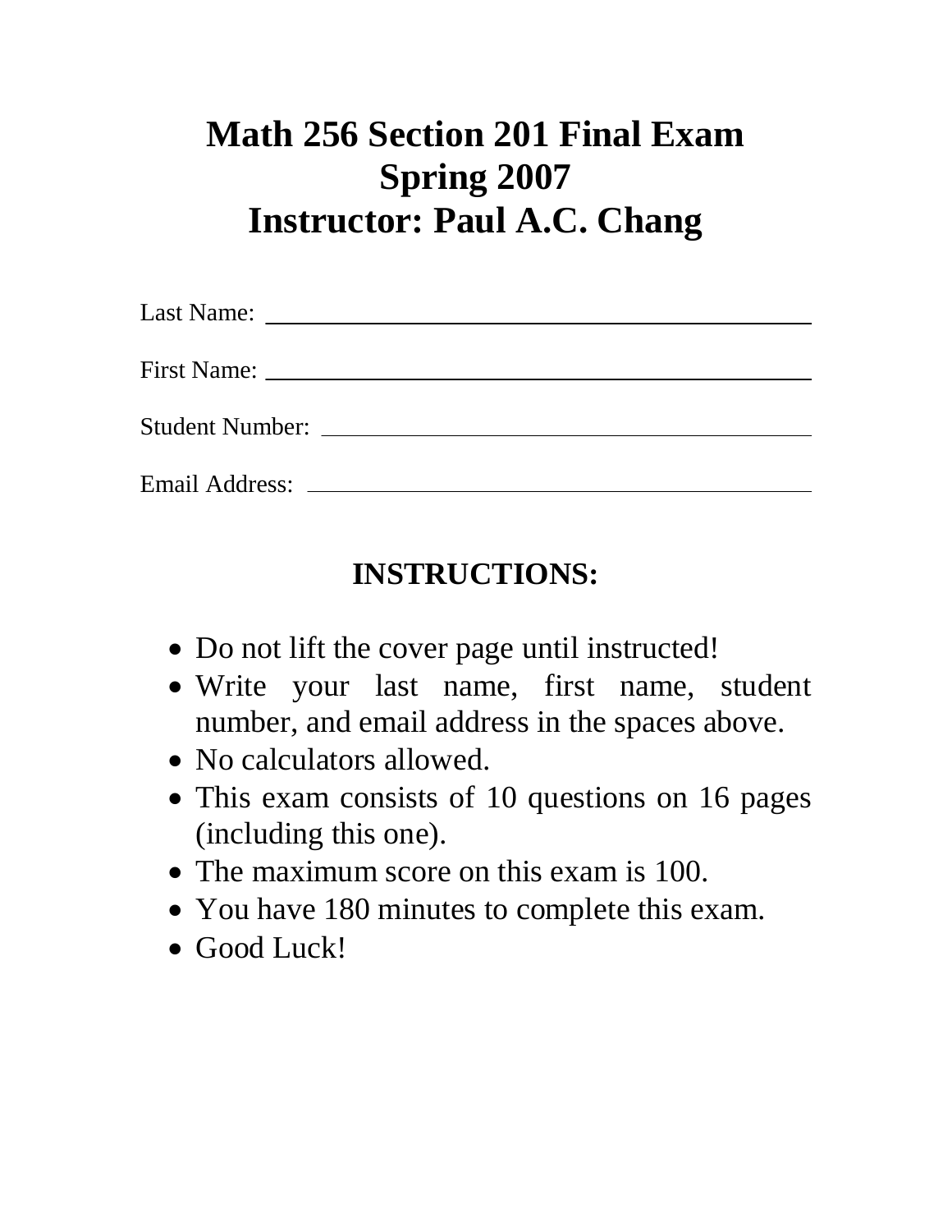# Math 256 Section 201 Final Exam
# Spring 2007
# Instructor: Paul A.C. Chang

Last Name: ______________________________________________

First Name: ______________________________________________

Student Number: ___________________________________________

Email Address: ____________________________________________

## INSTRUCTIONS:

- Do not lift the cover page until instructed!
- Write your last name, first name, student number, and email address in the spaces above.
- No calculators allowed.
- This exam consists of 10 questions on 16 pages (including this one).
- The maximum score on this exam is 100.
- You have 180 minutes to complete this exam.
- Good Luck!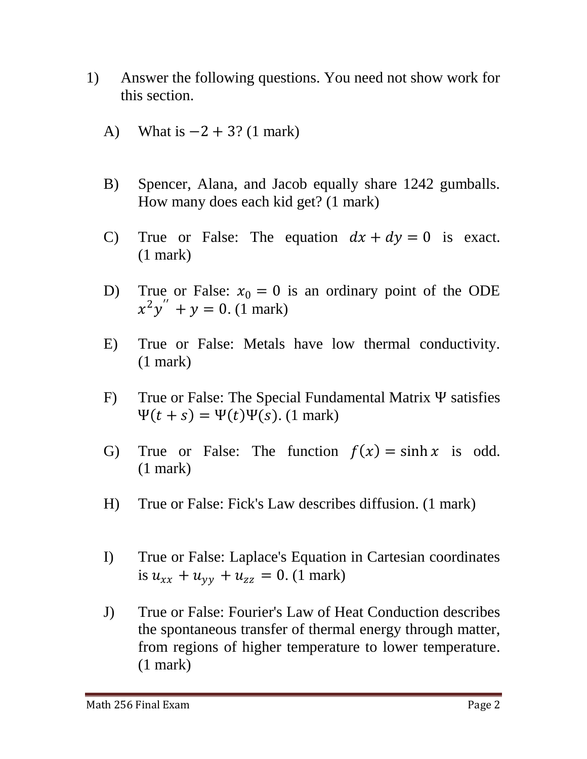1) Answer the following questions. You need not show work for this section.

   A) What is $-2 + 3$? (1 mark)

   B) Spencer, Alana, and Jacob equally share 1242 gumballs. How many does each kid get? (1 mark)

   C) True or False: The equation $dx + dy = 0$ is exact. (1 mark)

   D) True or False: $x_0 = 0$ is an ordinary point of the ODE $x^2y'' + y = 0$. (1 mark)

   E) True or False: Metals have low thermal conductivity. (1 mark)

   F) True or False: The Special Fundamental Matrix $\Psi$ satisfies $\Psi(t + s) = \Psi(t)\Psi(s)$. (1 mark)

   G) True or False: The function $f(x) = \sinh x$ is odd. (1 mark)

   H) True or False: Fick's Law describes diffusion. (1 mark)

   I) True or False: Laplace's Equation in Cartesian coordinates is $u_{xx} + u_{yy} + u_{zz} = 0$. (1 mark)

   J) True or False: Fourier's Law of Heat Conduction describes the spontaneous transfer of thermal energy through matter, from regions of higher temperature to lower temperature. (1 mark)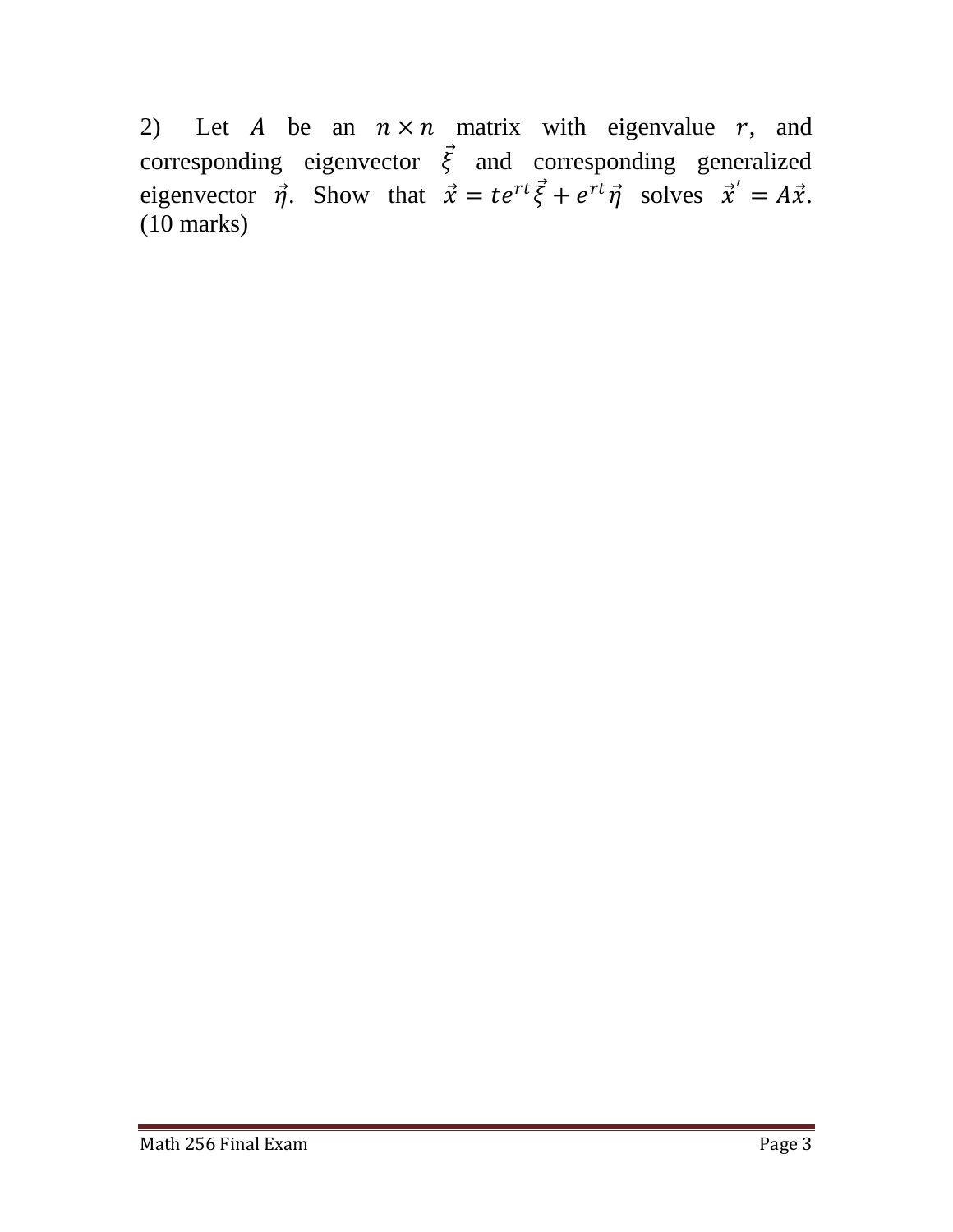2) Let $A$ be an $n \times n$ matrix with eigenvalue $r$, and corresponding eigenvector $\vec{\xi}$ and corresponding generalized eigenvector $\vec{\eta}$. Show that $\vec{x} = te^{rt}\vec{\xi} + e^{rt}\vec{\eta}$ solves $\vec{x}' = A\vec{x}$. (10 marks)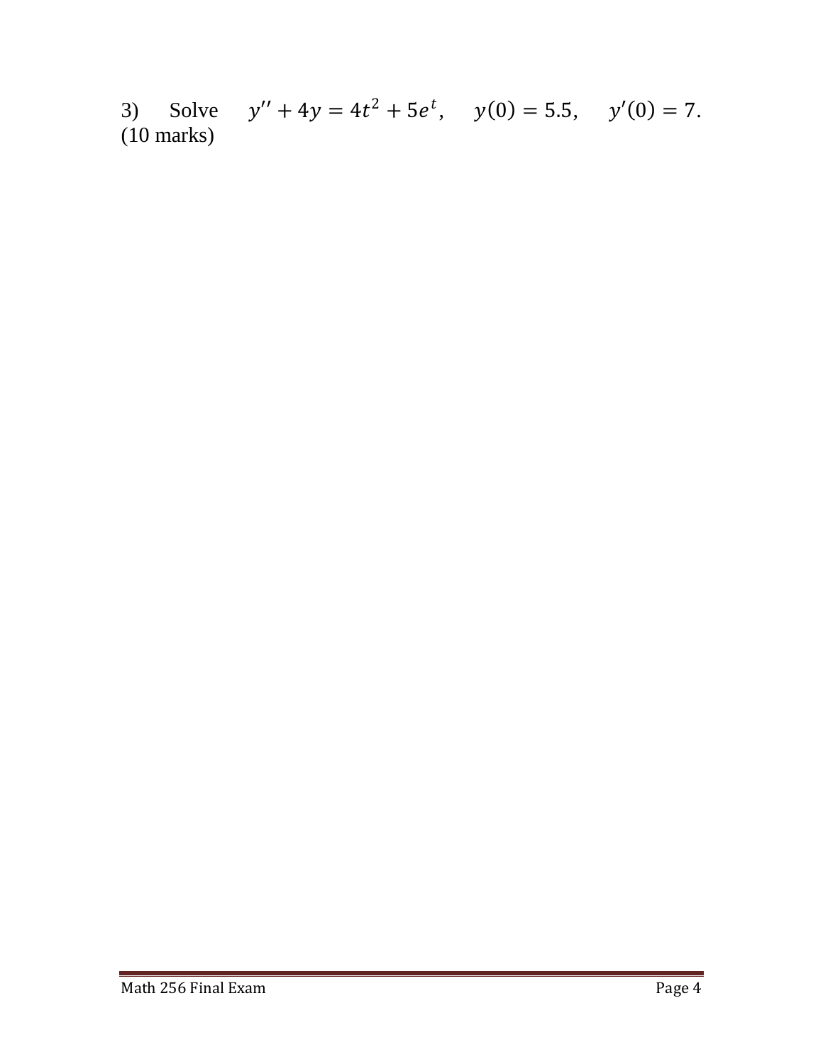3) Solve $y'' + 4y = 4t^2 + 5e^t$, $y(0) = 5.5$, $y'(0) = 7$. (10 marks)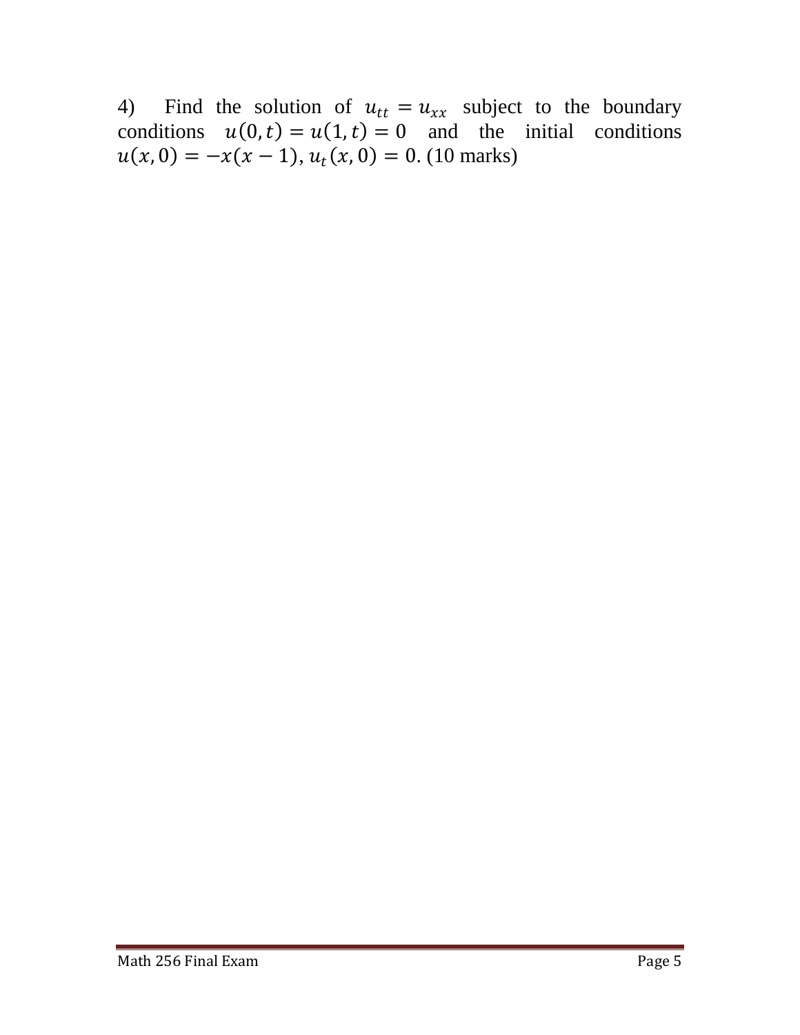4) Find the solution of $u_{tt} = u_{xx}$ subject to the boundary conditions $u(0,t) = u(1,t) = 0$ and the initial conditions $u(x,0) = -x(x-1)$, $u_t(x,0) = 0$. (10 marks)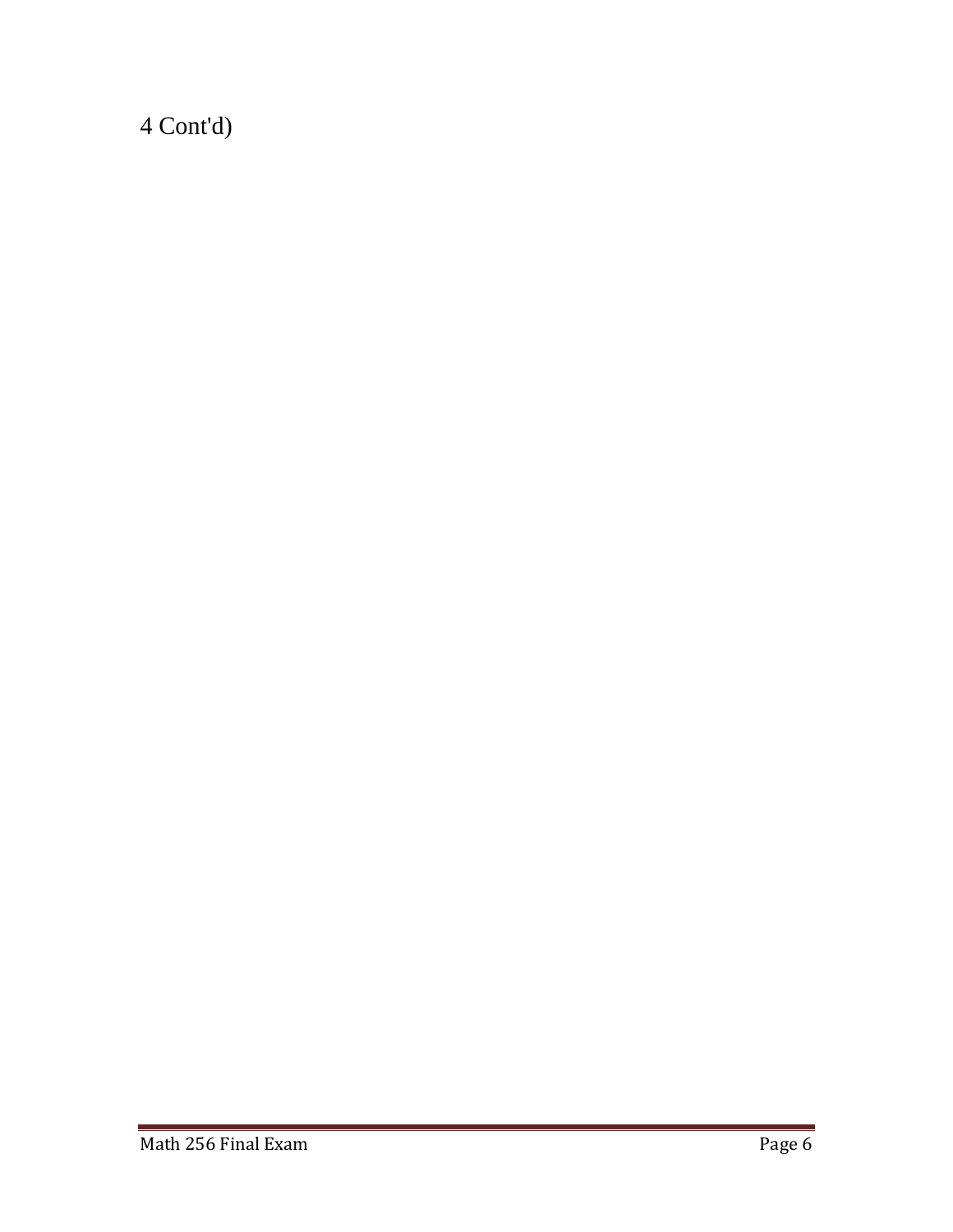4 Cont'd)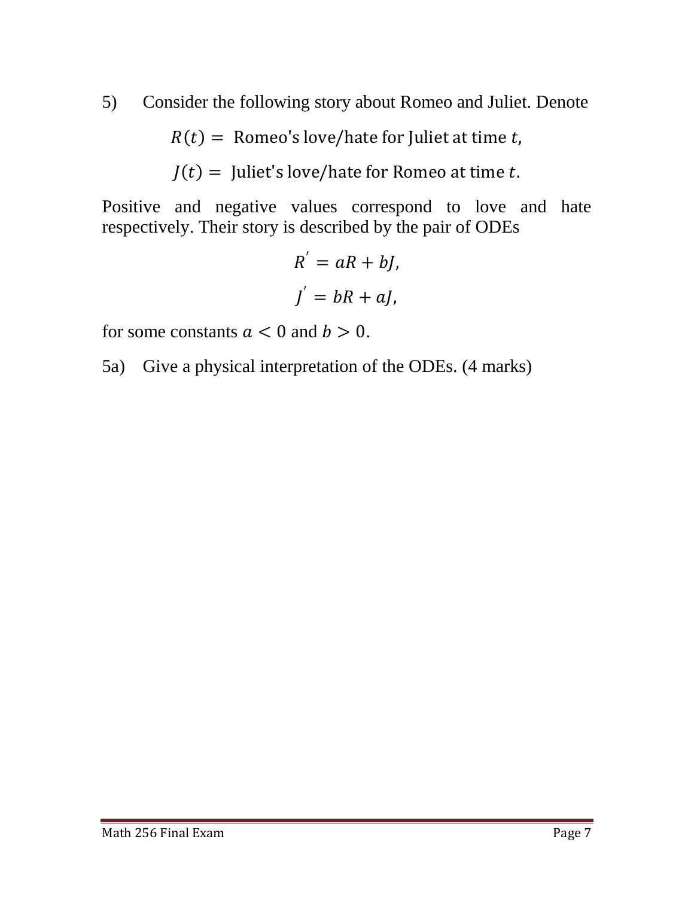5) Consider the following story about Romeo and Juliet. Denote

$$R(t) = \text{ Romeo's love/hate for Juliet at time } t,$$

$$J(t) = \text{ Juliet's love/hate for Romeo at time } t.$$

Positive and negative values correspond to love and hate respectively. Their story is described by the pair of ODEs

$$R' = aR + bJ,$$

$$J' = bR + aJ,$$

for some constants $a < 0$ and $b > 0$.

5a) Give a physical interpretation of the ODEs. (4 marks)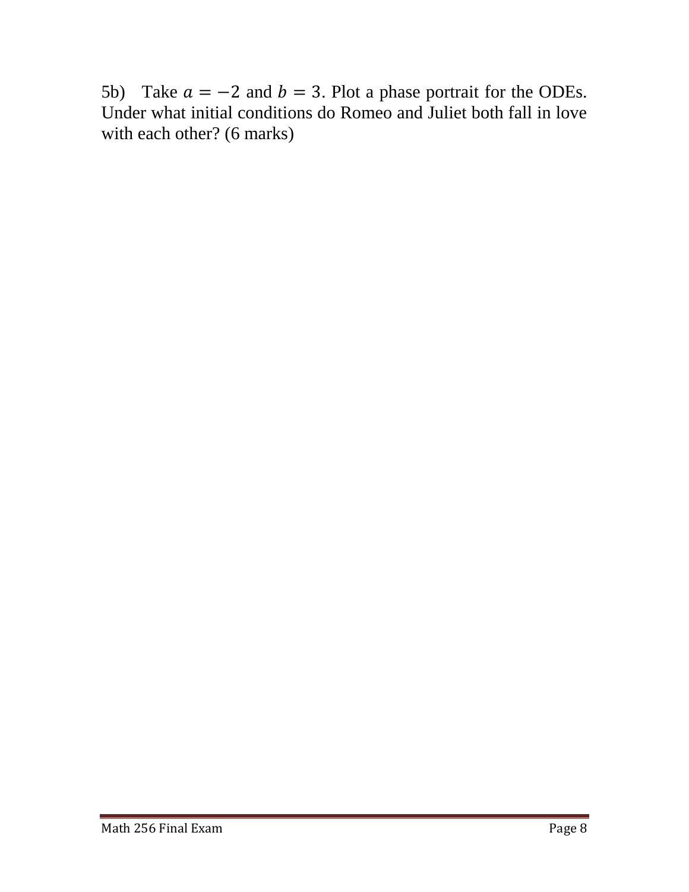5b) Take $a = -2$ and $b = 3$. Plot a phase portrait for the ODEs. Under what initial conditions do Romeo and Juliet both fall in love with each other? (6 marks)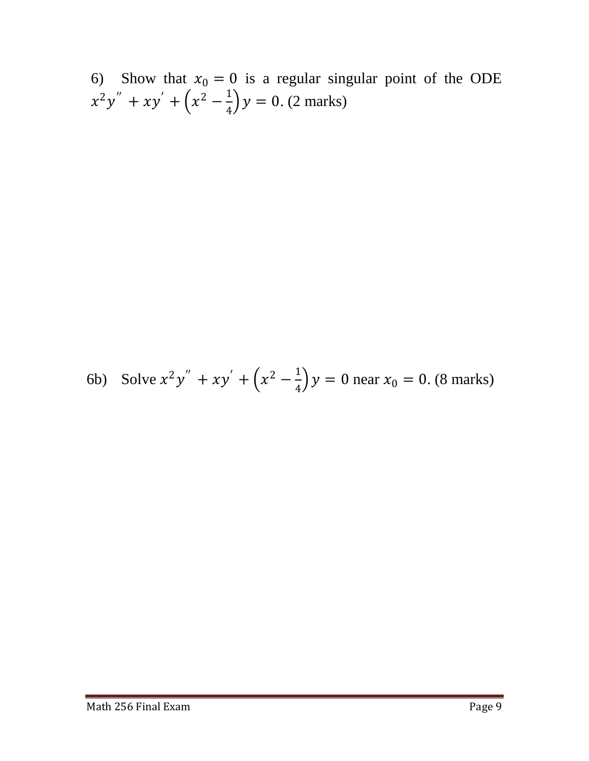6) Show that $x_0 = 0$ is a regular singular point of the ODE $x^2y'' + xy' + \left(x^2 - \frac{1}{4}\right)y = 0$. (2 marks)

6b) Solve $x^2y'' + xy' + \left(x^2 - \frac{1}{4}\right)y = 0$ near $x_0 = 0$. (8 marks)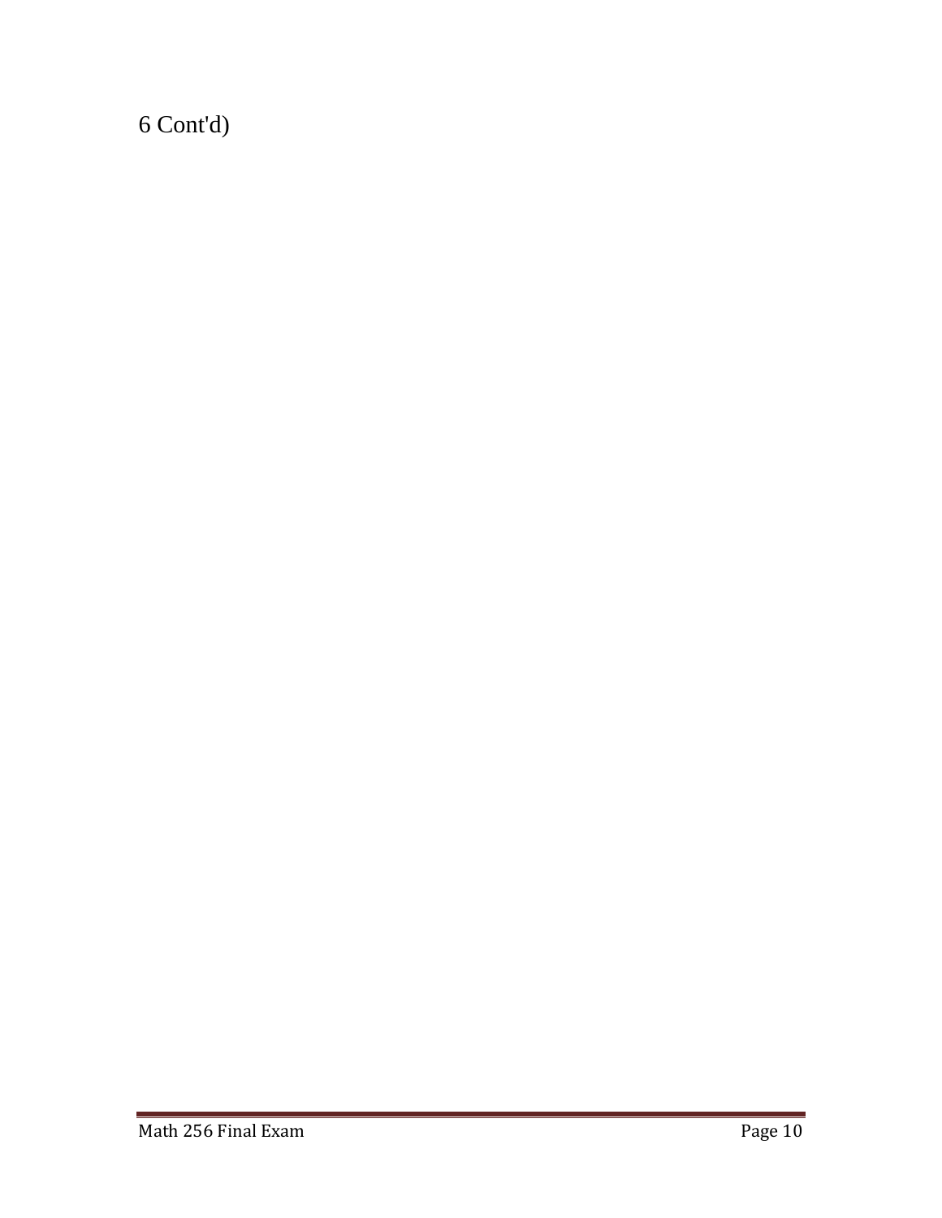6 Cont'd)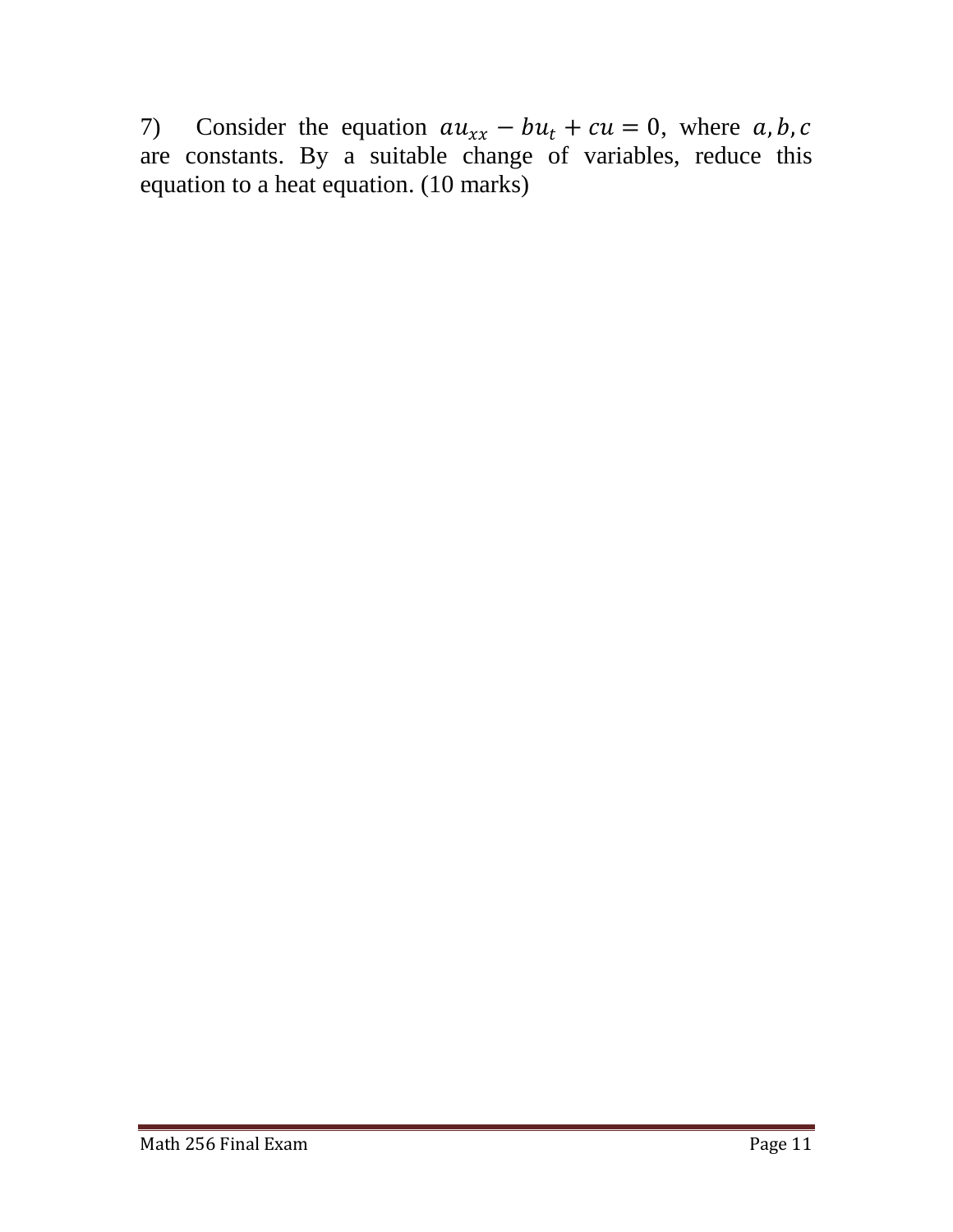7) Consider the equation $au_{xx} - bu_t + cu = 0$, where $a, b, c$ are constants. By a suitable change of variables, reduce this equation to a heat equation. (10 marks)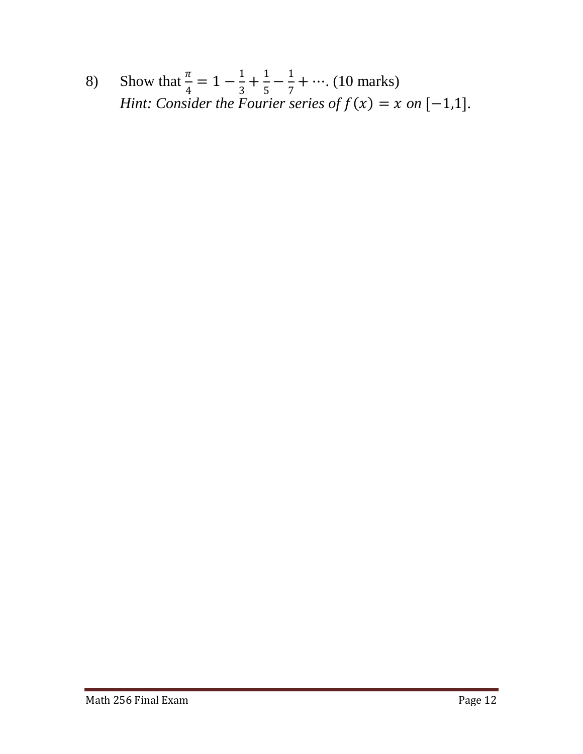8) Show that $\frac{\pi}{4} = 1 - \frac{1}{3} + \frac{1}{5} - \frac{1}{7} + \cdots$. (10 marks)
*Hint: Consider the Fourier series of* $f(x) = x$ *on* $[-1,1]$.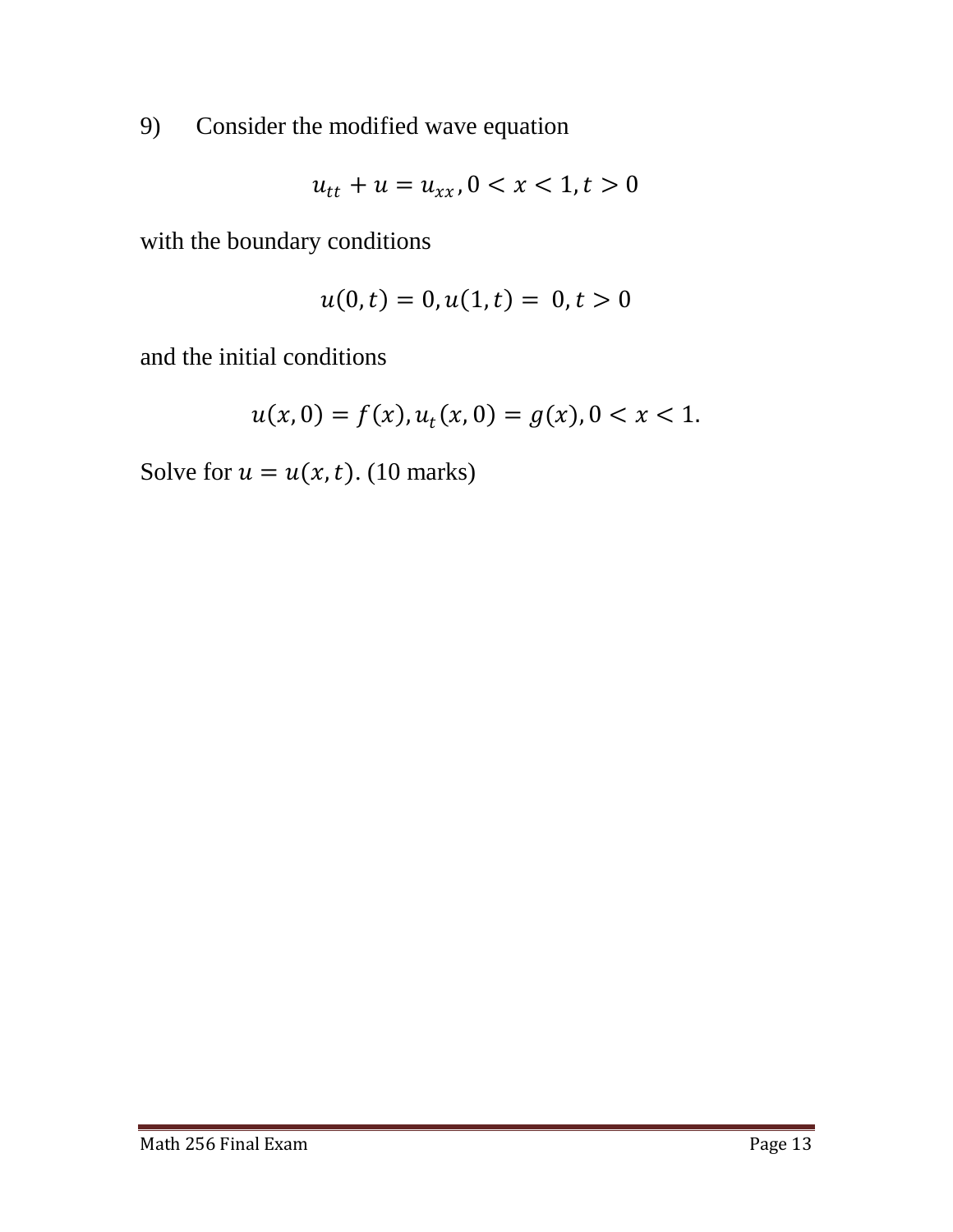9) Consider the modified wave equation

$$u_{tt} + u = u_{xx}, 0 < x < 1, t > 0$$

with the boundary conditions

$$u(0,t) = 0, u(1,t) = 0, t > 0$$

and the initial conditions

$$u(x,0) = f(x), u_t(x,0) = g(x), 0 < x < 1.$$

Solve for $u = u(x,t)$. (10 marks)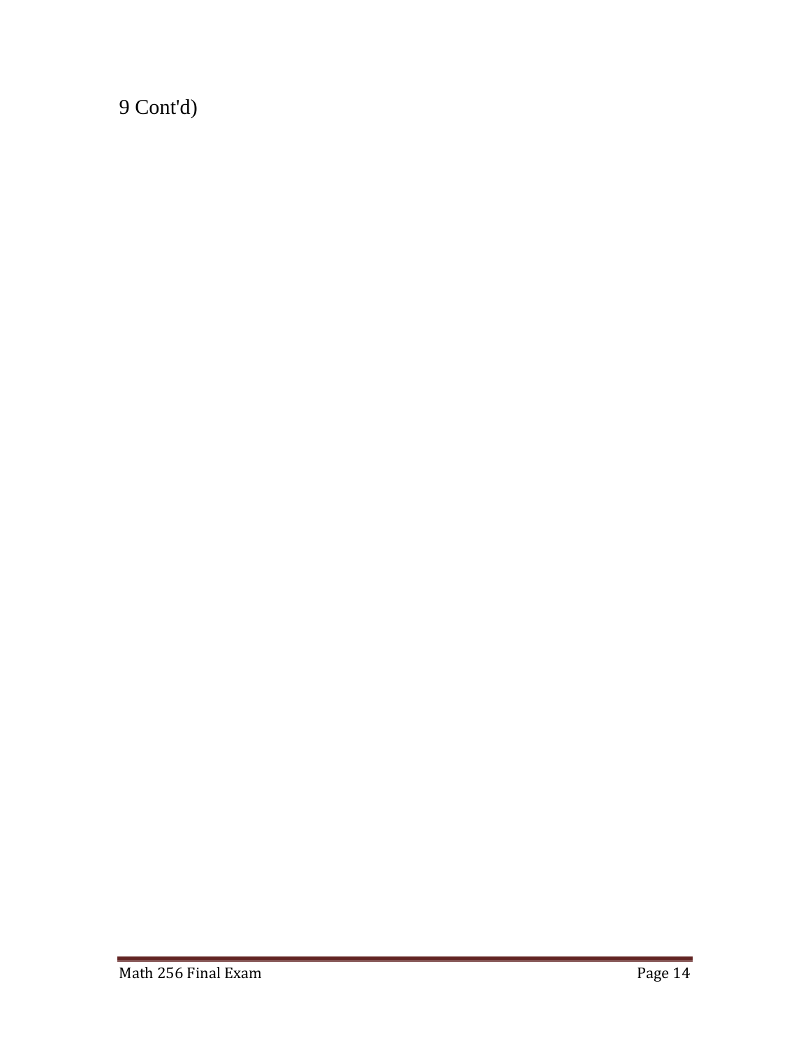9 Cont'd)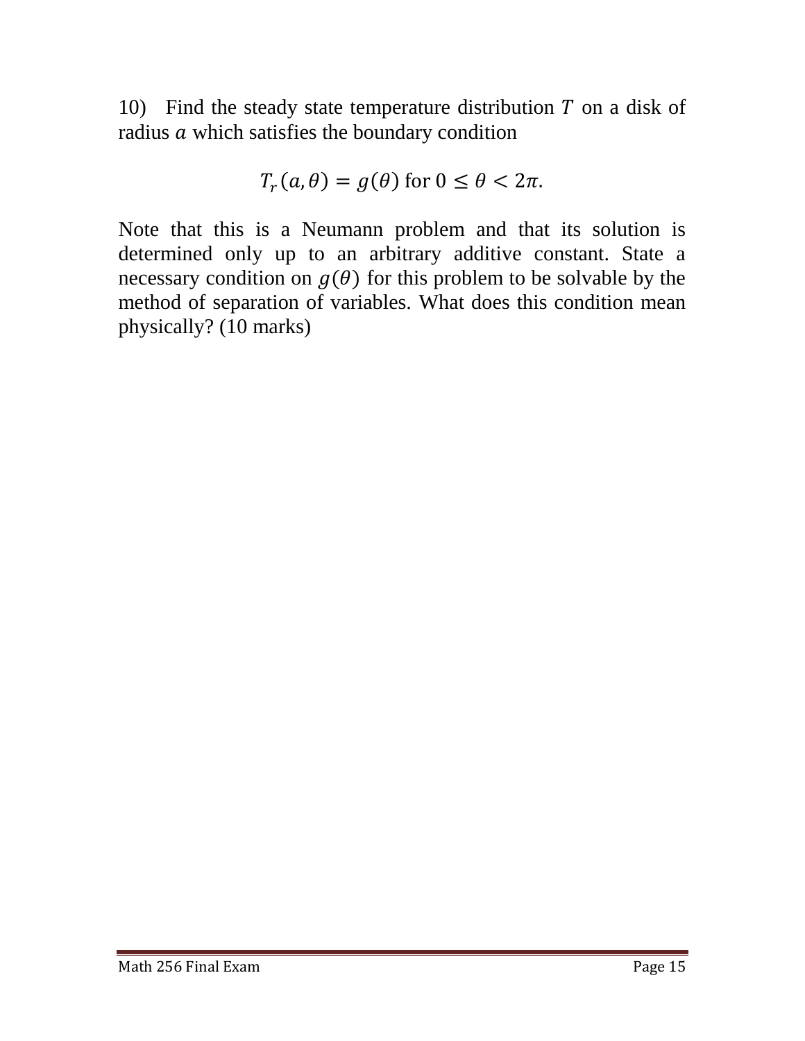10) Find the steady state temperature distribution $T$ on a disk of radius $a$ which satisfies the boundary condition

$$T_r(a, \theta) = g(\theta) \text{ for } 0 \leq \theta < 2\pi.$$

Note that this is a Neumann problem and that its solution is determined only up to an arbitrary additive constant. State a necessary condition on $g(\theta)$ for this problem to be solvable by the method of separation of variables. What does this condition mean physically? (10 marks)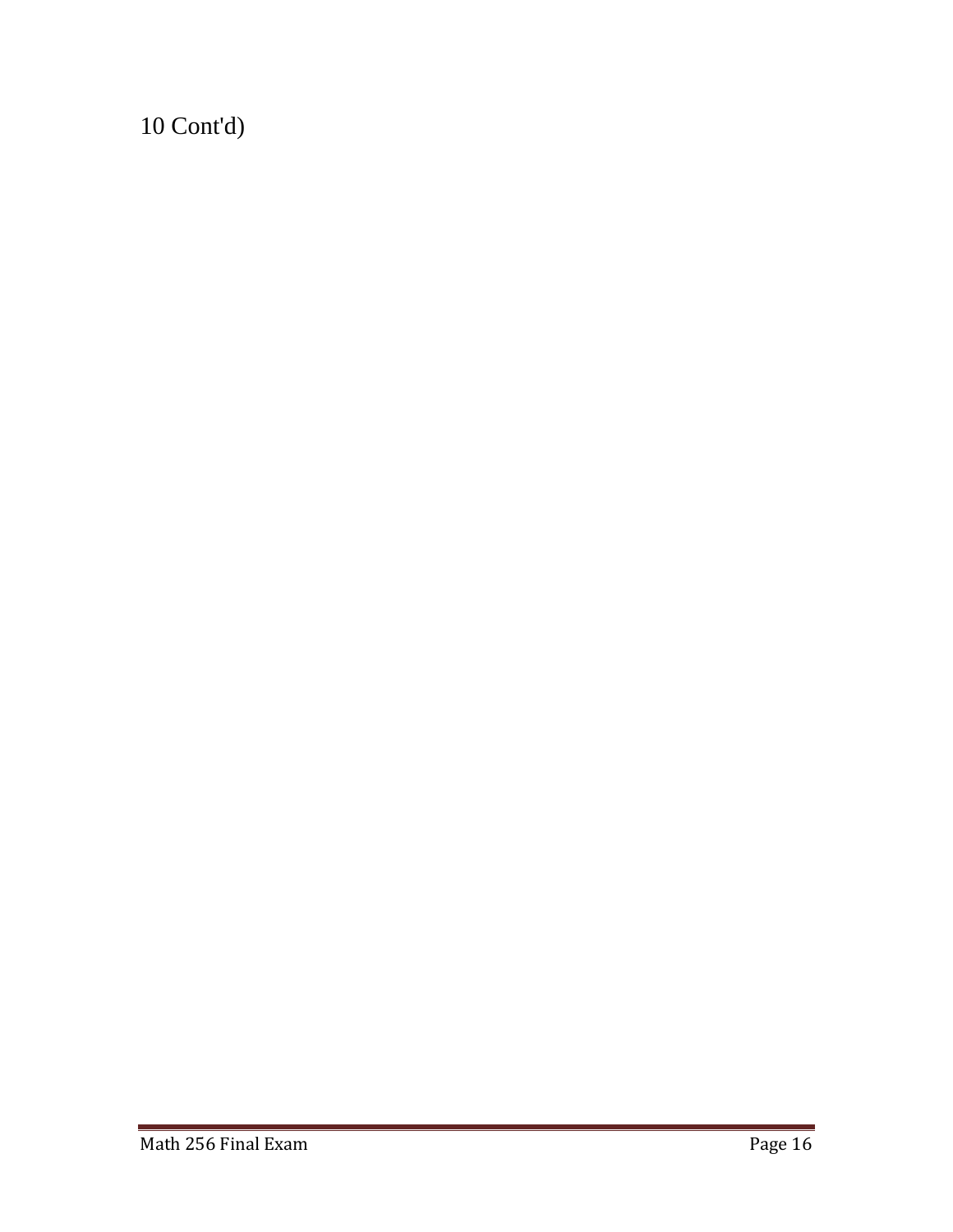10 Cont'd)